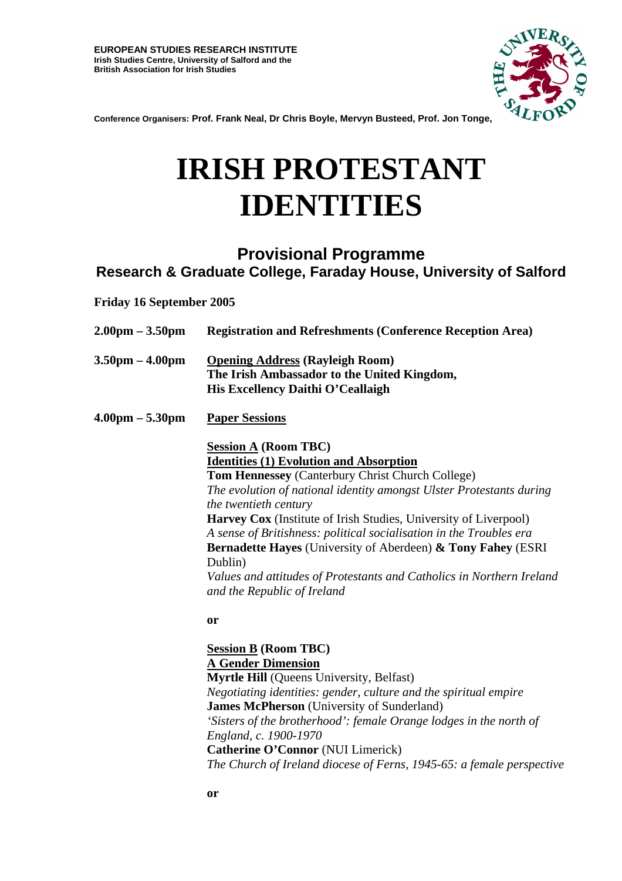**EUROPEAN STUDIES RESEARCH INSTITUTE**
**Irish Studies Centre, University of Salford and the**
**British Association for Irish Studies**

**Conference Organisers: Prof. Frank Neal, Dr Chris Boyle, Mervyn Busteed, Prof. Jon Tonge,**

# IRISH PROTESTANT IDENTITIES

## Provisional Programme
### Research & Graduate College, Faraday House, University of Salford

**Friday 16 September 2005**

**2.00pm – 3.50pm** **Registration and Refreshments (Conference Reception Area)**

**3.50pm – 4.00pm** **Opening Address (Rayleigh Room)**
**The Irish Ambassador to the United Kingdom,**
**His Excellency Daithi O'Ceallaigh**

**4.00pm – 5.30pm** **Paper Sessions**

**Session A (Room TBC)**
**Identities (1) Evolution and Absorption**
**Tom Hennessey** (Canterbury Christ Church College)
*The evolution of national identity amongst Ulster Protestants during the twentieth century*
**Harvey Cox** (Institute of Irish Studies, University of Liverpool)
*A sense of Britishness: political socialisation in the Troubles era*
**Bernadette Hayes** (University of Aberdeen) **& Tony Fahey** (ESRI Dublin)
*Values and attitudes of Protestants and Catholics in Northern Ireland and the Republic of Ireland*

**or**

**Session B (Room TBC)**
**A Gender Dimension**
**Myrtle Hill** (Queens University, Belfast)
*Negotiating identities: gender, culture and the spiritual empire*
**James McPherson** (University of Sunderland)
*'Sisters of the brotherhood': female Orange lodges in the north of England, c. 1900-1970*
**Catherine O'Connor** (NUI Limerick)
*The Church of Ireland diocese of Ferns, 1945-65: a female perspective*

**or**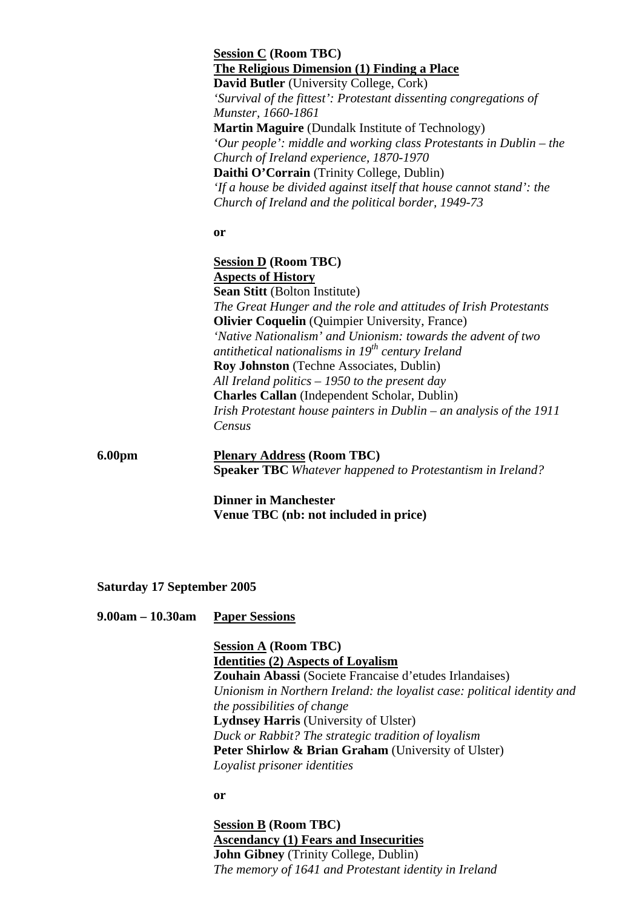**Session C (Room TBC)**
**The Religious Dimension (1) Finding a Place**
**David Butler** (University College, Cork)
*'Survival of the fittest': Protestant dissenting congregations of Munster, 1660-1861*
**Martin Maguire** (Dundalk Institute of Technology)
*'Our people': middle and working class Protestants in Dublin – the Church of Ireland experience, 1870-1970*
**Daithi O'Corrain** (Trinity College, Dublin)
*'If a house be divided against itself that house cannot stand': the Church of Ireland and the political border, 1949-73*

**or**

**Session D (Room TBC)**
**Aspects of History**
**Sean Stitt** (Bolton Institute)
*The Great Hunger and the role and attitudes of Irish Protestants*
**Olivier Coquelin** (Quimpier University, France)
*'Native Nationalism' and Unionism: towards the advent of two antithetical nationalisms in 19th century Ireland*
**Roy Johnston** (Techne Associates, Dublin)
*All Ireland politics – 1950 to the present day*
**Charles Callan** (Independent Scholar, Dublin)
*Irish Protestant house painters in Dublin – an analysis of the 1911 Census*

**6.00pm** **Plenary Address (Room TBC)**
**Speaker TBC** *Whatever happened to Protestantism in Ireland?*

**Dinner in Manchester**
**Venue TBC (nb: not included in price)**

**Saturday 17 September 2005**

**9.00am – 10.30am** **Paper Sessions**

**Session A (Room TBC)**
**Identities (2) Aspects of Loyalism**
**Zouhain Abassi** (Societe Francaise d'etudes Irlandaises)
*Unionism in Northern Ireland: the loyalist case: political identity and the possibilities of change*
**Lydnsey Harris** (University of Ulster)
*Duck or Rabbit? The strategic tradition of loyalism*
**Peter Shirlow & Brian Graham** (University of Ulster)
*Loyalist prisoner identities*

**or**

**Session B (Room TBC)**
**Ascendancy (1) Fears and Insecurities**
**John Gibney** (Trinity College, Dublin)
*The memory of 1641 and Protestant identity in Ireland*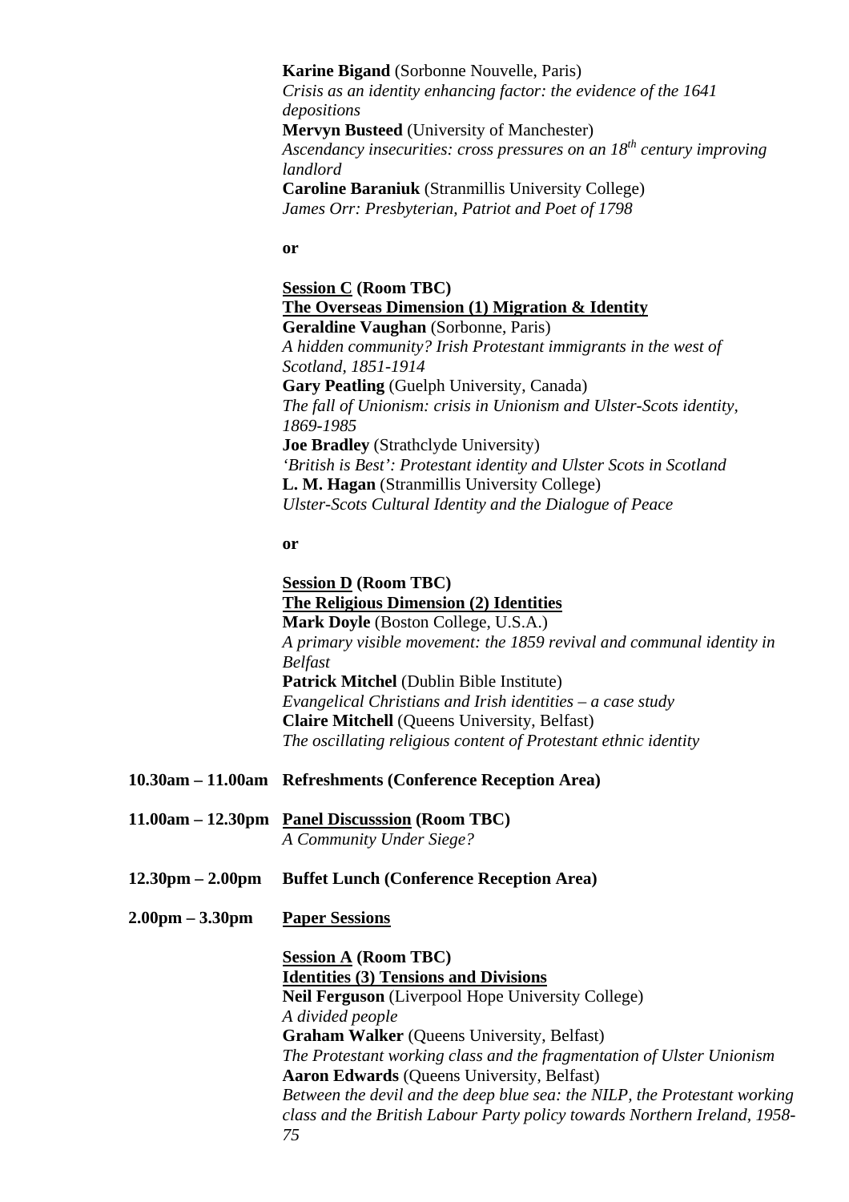**Karine Bigand** (Sorbonne Nouvelle, Paris)
*Crisis as an identity enhancing factor: the evidence of the 1641 depositions*
**Mervyn Busteed** (University of Manchester)
*Ascendancy insecurities: cross pressures on an 18th century improving landlord*
**Caroline Baraniuk** (Stranmillis University College)
*James Orr: Presbyterian, Patriot and Poet of 1798*

**or**

**Session C (Room TBC)**
**The Overseas Dimension (1) Migration & Identity**
**Geraldine Vaughan** (Sorbonne, Paris)
*A hidden community? Irish Protestant immigrants in the west of Scotland, 1851-1914*
**Gary Peatling** (Guelph University, Canada)
*The fall of Unionism: crisis in Unionism and Ulster-Scots identity, 1869-1985*
**Joe Bradley** (Strathclyde University)
*'British is Best': Protestant identity and Ulster Scots in Scotland*
**L. M. Hagan** (Stranmillis University College)
*Ulster-Scots Cultural Identity and the Dialogue of Peace*

**or**

**Session D (Room TBC)**
**The Religious Dimension (2) Identities**
**Mark Doyle** (Boston College, U.S.A.)
*A primary visible movement: the 1859 revival and communal identity in Belfast*
**Patrick Mitchel** (Dublin Bible Institute)
*Evangelical Christians and Irish identities – a case study*
**Claire Mitchell** (Queens University, Belfast)
*The oscillating religious content of Protestant ethnic identity*

**10.30am – 11.00am Refreshments (Conference Reception Area)**

**11.00am – 12.30pm Panel Discusssion (Room TBC)**
*A Community Under Siege?*

**12.30pm – 2.00pm Buffet Lunch (Conference Reception Area)**

**2.00pm – 3.30pm Paper Sessions**

**Session A (Room TBC)**
**Identities (3) Tensions and Divisions**
**Neil Ferguson** (Liverpool Hope University College)
*A divided people*
**Graham Walker** (Queens University, Belfast)
*The Protestant working class and the fragmentation of Ulster Unionism*
**Aaron Edwards** (Queens University, Belfast)
*Between the devil and the deep blue sea: the NILP, the Protestant working class and the British Labour Party policy towards Northern Ireland, 1958-75*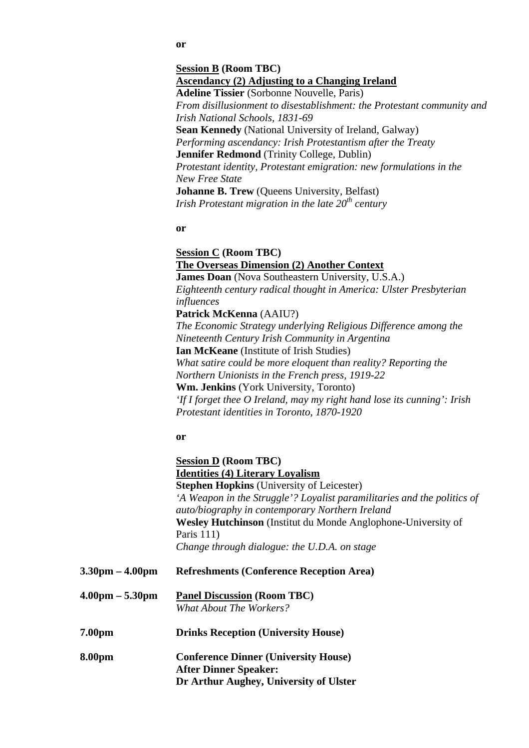**or**

**<u>Session B</u> (Room TBC)**
**<u>Ascendancy (2) Adjusting to a Changing Ireland</u>**
**Adeline Tissier** (Sorbonne Nouvelle, Paris)
*From disillusionment to disestablishment: the Protestant community and Irish National Schools, 1831-69*
**Sean Kennedy** (National University of Ireland, Galway)
*Performing ascendancy: Irish Protestantism after the Treaty*
**Jennifer Redmond** (Trinity College, Dublin)
*Protestant identity, Protestant emigration: new formulations in the New Free State*
**Johanne B. Trew** (Queens University, Belfast)
*Irish Protestant migration in the late 20th century*

**or**

**<u>Session C</u> (Room TBC)**
**<u>The Overseas Dimension (2) Another Context</u>**
**James Doan** (Nova Southeastern University, U.S.A.)
*Eighteenth century radical thought in America: Ulster Presbyterian influences*
**Patrick McKenna** (AAIU?)
*The Economic Strategy underlying Religious Difference among the Nineteenth Century Irish Community in Argentina*
**Ian McKeane** (Institute of Irish Studies)
*What satire could be more eloquent than reality? Reporting the Northern Unionists in the French press, 1919-22*
**Wm. Jenkins** (York University, Toronto)
*'If I forget thee O Ireland, may my right hand lose its cunning': Irish Protestant identities in Toronto, 1870-1920*

**or**

**<u>Session D</u> (Room TBC)**
**<u>Identities (4) Literary Loyalism</u>**
**Stephen Hopkins** (University of Leicester)
*'A Weapon in the Struggle'? Loyalist paramilitaries and the politics of auto/biography in contemporary Northern Ireland*
**Wesley Hutchinson** (Institut du Monde Anglophone-University of Paris 111)
*Change through dialogue: the U.D.A. on stage*

**3.30pm – 4.00pm** **Refreshments (Conference Reception Area)**

**4.00pm – 5.30pm** **<u>Panel Discussion</u> (Room TBC)**
*What About The Workers?*

**7.00pm** **Drinks Reception (University House)**

**8.00pm** **Conference Dinner (University House)**
**After Dinner Speaker:**
**Dr Arthur Aughey, University of Ulster**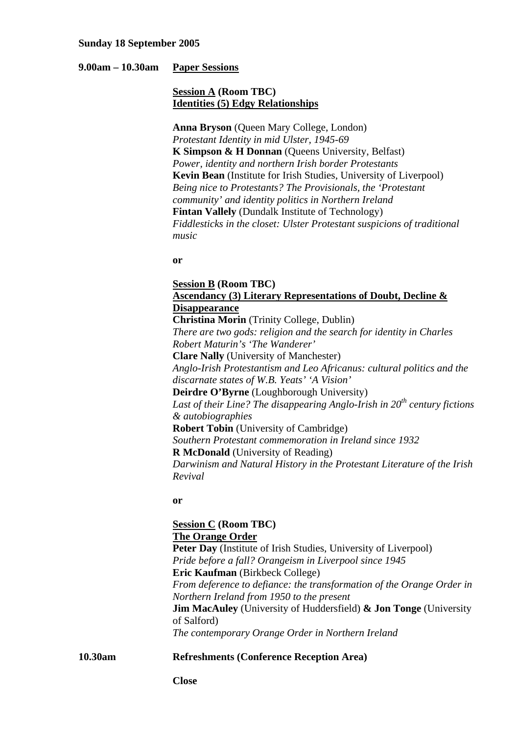**Sunday 18 September 2005**

**9.00am – 10.30am** **Paper Sessions**

**Session A (Room TBC)**
**Identities (5) Edgy Relationships**

**Anna Bryson** (Queen Mary College, London)
*Protestant Identity in mid Ulster, 1945-69*
**K Simpson & H Donnan** (Queens University, Belfast)
*Power, identity and northern Irish border Protestants*
**Kevin Bean** (Institute for Irish Studies, University of Liverpool)
*Being nice to Protestants? The Provisionals, the 'Protestant community' and identity politics in Northern Ireland*
**Fintan Vallely** (Dundalk Institute of Technology)
*Fiddlesticks in the closet: Ulster Protestant suspicions of traditional music*

**or**

**Session B (Room TBC)**
**Ascendancy (3) Literary Representations of Doubt, Decline & Disappearance**
**Christina Morin** (Trinity College, Dublin)
*There are two gods: religion and the search for identity in Charles Robert Maturin's 'The Wanderer'*
**Clare Nally** (University of Manchester)
*Anglo-Irish Protestantism and Leo Africanus: cultural politics and the discarnate states of W.B. Yeats' 'A Vision'*
**Deirdre O'Byrne** (Loughborough University)
*Last of their Line? The disappearing Anglo-Irish in 20th century fictions & autobiographies*
**Robert Tobin** (University of Cambridge)
*Southern Protestant commemoration in Ireland since 1932*
**R McDonald** (University of Reading)
*Darwinism and Natural History in the Protestant Literature of the Irish Revival*

**or**

**Session C (Room TBC)**
**The Orange Order**
**Peter Day** (Institute of Irish Studies, University of Liverpool)
*Pride before a fall? Orangeism in Liverpool since 1945*
**Eric Kaufman** (Birkbeck College)
*From deference to defiance: the transformation of the Orange Order in Northern Ireland from 1950 to the present*
**Jim MacAuley** (University of Huddersfield) **& Jon Tonge** (University of Salford)
*The contemporary Orange Order in Northern Ireland*

**10.30am** **Refreshments (Conference Reception Area)**

**Close**